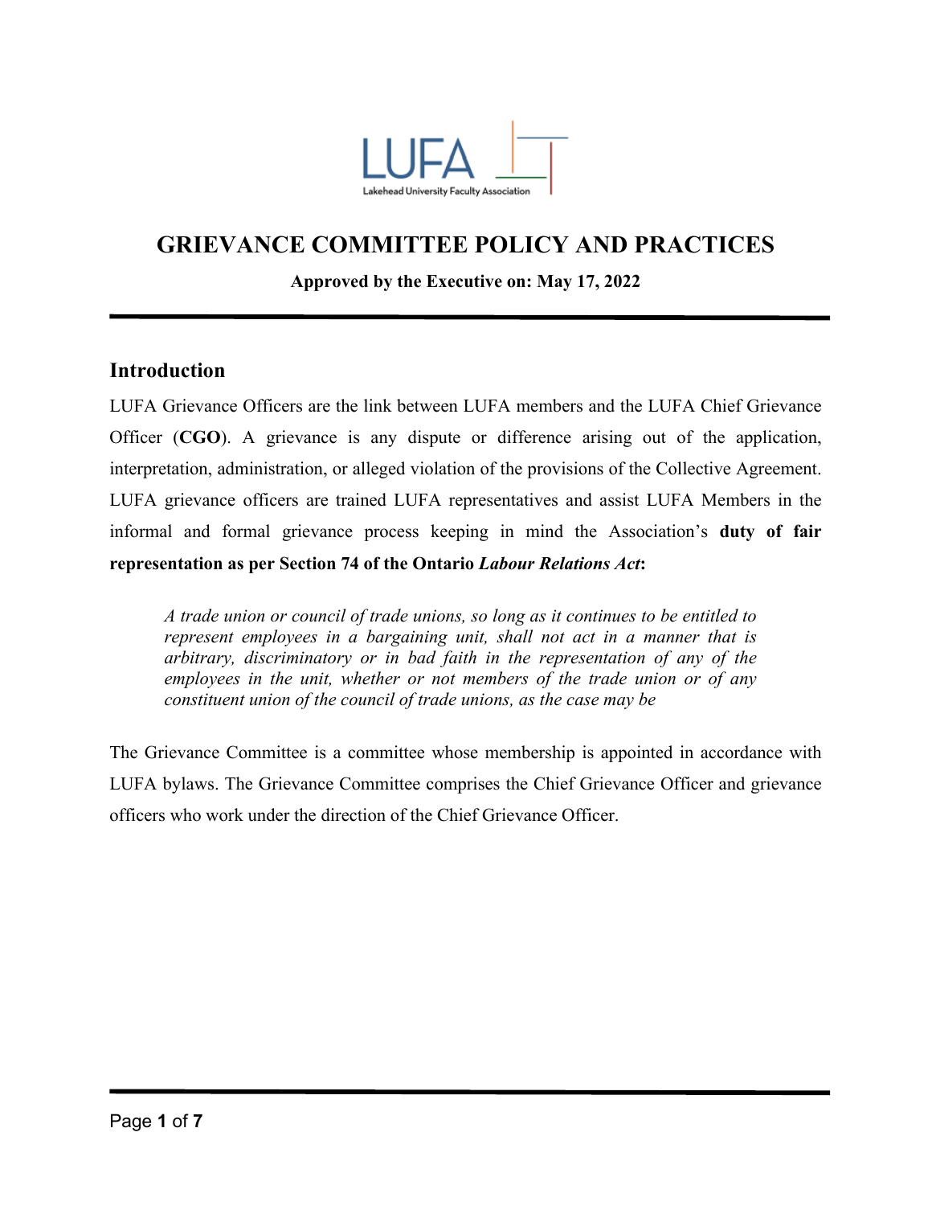LUFA

Lakehead University Faculty Association

# GRIEVANCE COMMITTEE POLICY AND PRACTICES

**Approved by the Executive on: May 17, 2022**

## Introduction

LUFA Grievance Officers are the link between LUFA members and the LUFA Chief Grievance Officer (**CGO**). A grievance is any dispute or difference arising out of the application, interpretation, administration, or alleged violation of the provisions of the Collective Agreement. LUFA grievance officers are trained LUFA representatives and assist LUFA Members in the informal and formal grievance process keeping in mind the Association's **duty of fair representation as per Section 74 of the Ontario *Labour Relations Act*:**

> *A trade union or council of trade unions, so long as it continues to be entitled to represent employees in a bargaining unit, shall not act in a manner that is arbitrary, discriminatory or in bad faith in the representation of any of the employees in the unit, whether or not members of the trade union or of any constituent union of the council of trade unions, as the case may be*

The Grievance Committee is a committee whose membership is appointed in accordance with LUFA bylaws. The Grievance Committee comprises the Chief Grievance Officer and grievance officers who work under the direction of the Chief Grievance Officer.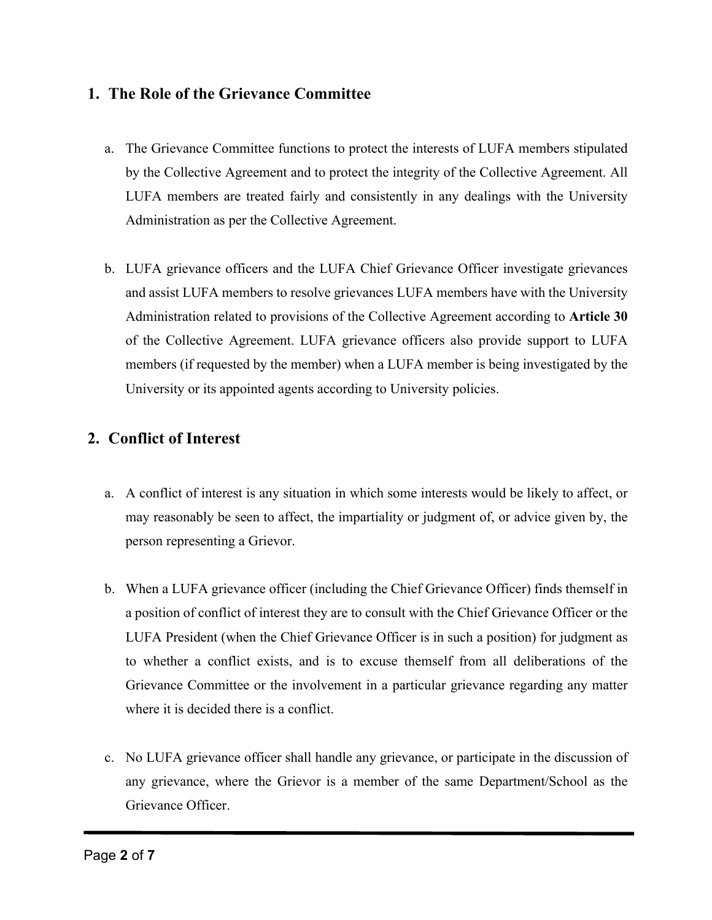## 1. The Role of the Grievance Committee

a. The Grievance Committee functions to protect the interests of LUFA members stipulated by the Collective Agreement and to protect the integrity of the Collective Agreement. All LUFA members are treated fairly and consistently in any dealings with the University Administration as per the Collective Agreement.

b. LUFA grievance officers and the LUFA Chief Grievance Officer investigate grievances and assist LUFA members to resolve grievances LUFA members have with the University Administration related to provisions of the Collective Agreement according to **Article 30** of the Collective Agreement. LUFA grievance officers also provide support to LUFA members (if requested by the member) when a LUFA member is being investigated by the University or its appointed agents according to University policies.

## 2. Conflict of Interest

a. A conflict of interest is any situation in which some interests would be likely to affect, or may reasonably be seen to affect, the impartiality or judgment of, or advice given by, the person representing a Grievor.

b. When a LUFA grievance officer (including the Chief Grievance Officer) finds themself in a position of conflict of interest they are to consult with the Chief Grievance Officer or the LUFA President (when the Chief Grievance Officer is in such a position) for judgment as to whether a conflict exists, and is to excuse themself from all deliberations of the Grievance Committee or the involvement in a particular grievance regarding any matter where it is decided there is a conflict.

c. No LUFA grievance officer shall handle any grievance, or participate in the discussion of any grievance, where the Grievor is a member of the same Department/School as the Grievance Officer.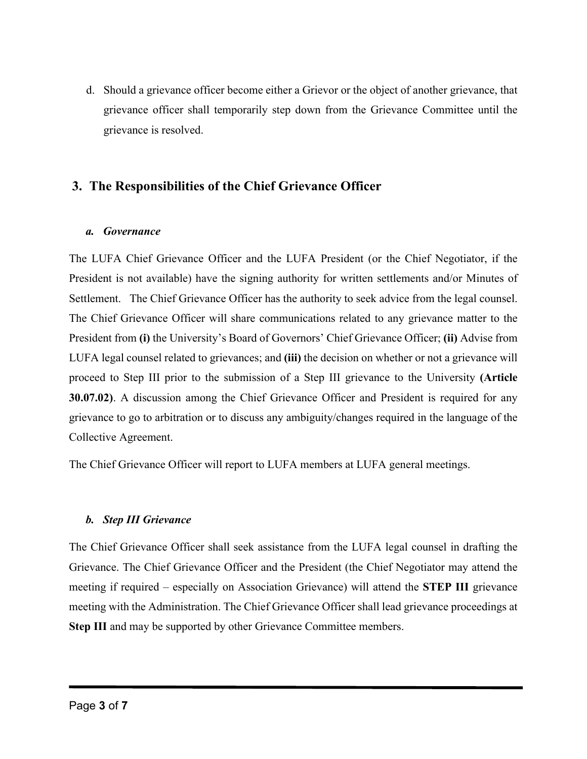d. Should a grievance officer become either a Grievor or the object of another grievance, that grievance officer shall temporarily step down from the Grievance Committee until the grievance is resolved.

## 3. The Responsibilities of the Chief Grievance Officer

### *a. Governance*

The LUFA Chief Grievance Officer and the LUFA President (or the Chief Negotiator, if the President is not available) have the signing authority for written settlements and/or Minutes of Settlement. The Chief Grievance Officer has the authority to seek advice from the legal counsel. The Chief Grievance Officer will share communications related to any grievance matter to the President from **(i)** the University's Board of Governors' Chief Grievance Officer; **(ii)** Advise from LUFA legal counsel related to grievances; and **(iii)** the decision on whether or not a grievance will proceed to Step III prior to the submission of a Step III grievance to the University **(Article 30.07.02)**. A discussion among the Chief Grievance Officer and President is required for any grievance to go to arbitration or to discuss any ambiguity/changes required in the language of the Collective Agreement.

The Chief Grievance Officer will report to LUFA members at LUFA general meetings.

### *b. Step III Grievance*

The Chief Grievance Officer shall seek assistance from the LUFA legal counsel in drafting the Grievance. The Chief Grievance Officer and the President (the Chief Negotiator may attend the meeting if required – especially on Association Grievance) will attend the **STEP III** grievance meeting with the Administration. The Chief Grievance Officer shall lead grievance proceedings at **Step III** and may be supported by other Grievance Committee members.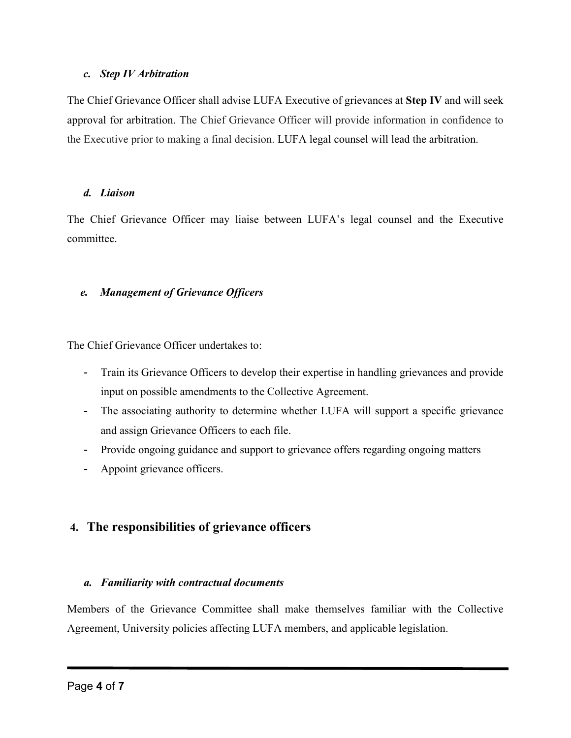### *c. Step IV Arbitration*

The Chief Grievance Officer shall advise LUFA Executive of grievances at **Step IV** and will seek approval for arbitration. The Chief Grievance Officer will provide information in confidence to the Executive prior to making a final decision. LUFA legal counsel will lead the arbitration.

### *d. Liaison*

The Chief Grievance Officer may liaise between LUFA's legal counsel and the Executive committee.

### *e. Management of Grievance Officers*

The Chief Grievance Officer undertakes to:

- Train its Grievance Officers to develop their expertise in handling grievances and provide input on possible amendments to the Collective Agreement.
- The associating authority to determine whether LUFA will support a specific grievance and assign Grievance Officers to each file.
- Provide ongoing guidance and support to grievance offers regarding ongoing matters
- Appoint grievance officers.

## 4. The responsibilities of grievance officers

### *a. Familiarity with contractual documents*

Members of the Grievance Committee shall make themselves familiar with the Collective Agreement, University policies affecting LUFA members, and applicable legislation.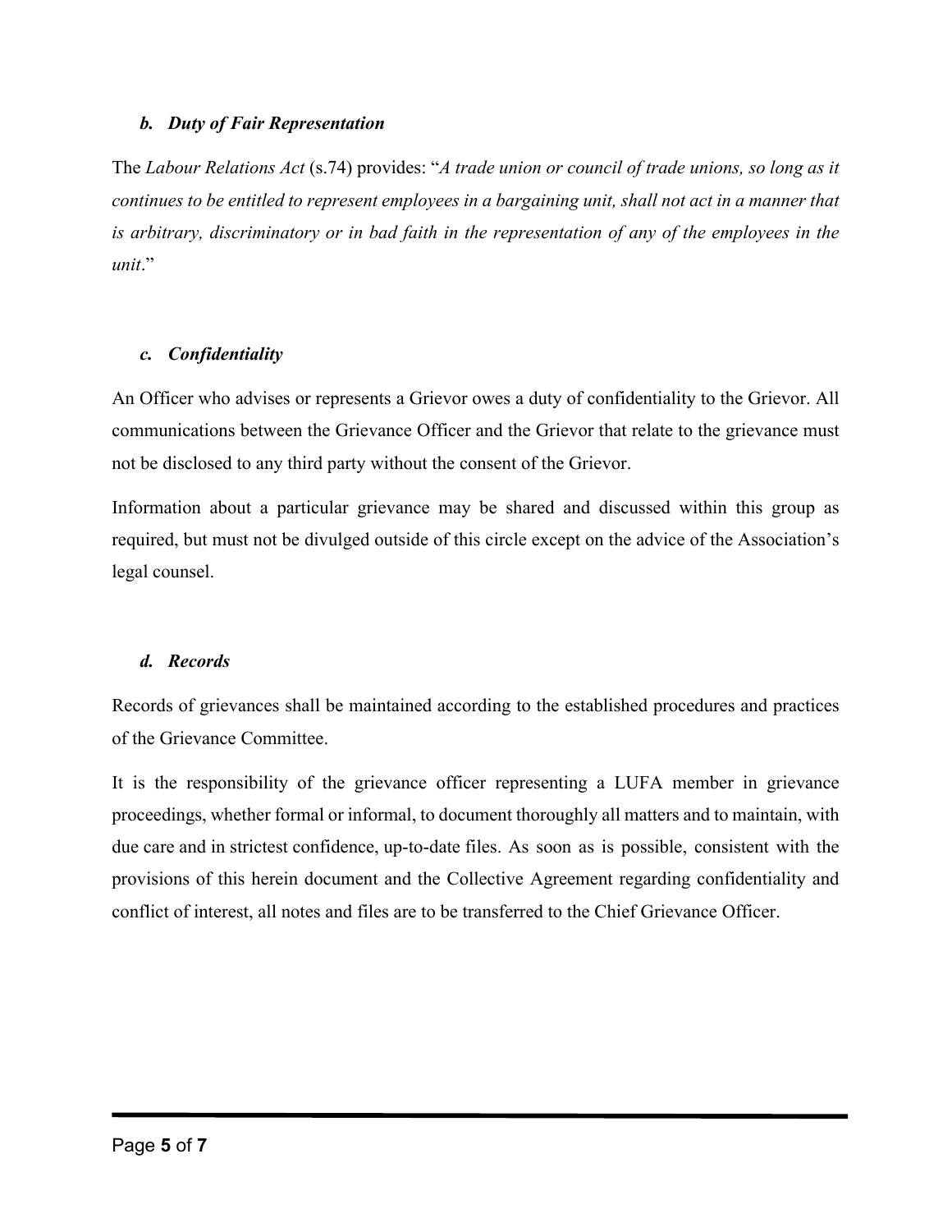### *b. Duty of Fair Representation*

The *Labour Relations Act* (s.74) provides: "*A trade union or council of trade unions, so long as it continues to be entitled to represent employees in a bargaining unit, shall not act in a manner that is arbitrary, discriminatory or in bad faith in the representation of any of the employees in the unit*."

### *c. Confidentiality*

An Officer who advises or represents a Grievor owes a duty of confidentiality to the Grievor. All communications between the Grievance Officer and the Grievor that relate to the grievance must not be disclosed to any third party without the consent of the Grievor.

Information about a particular grievance may be shared and discussed within this group as required, but must not be divulged outside of this circle except on the advice of the Association's legal counsel.

### *d. Records*

Records of grievances shall be maintained according to the established procedures and practices of the Grievance Committee.

It is the responsibility of the grievance officer representing a LUFA member in grievance proceedings, whether formal or informal, to document thoroughly all matters and to maintain, with due care and in strictest confidence, up-to-date files. As soon as is possible, consistent with the provisions of this herein document and the Collective Agreement regarding confidentiality and conflict of interest, all notes and files are to be transferred to the Chief Grievance Officer.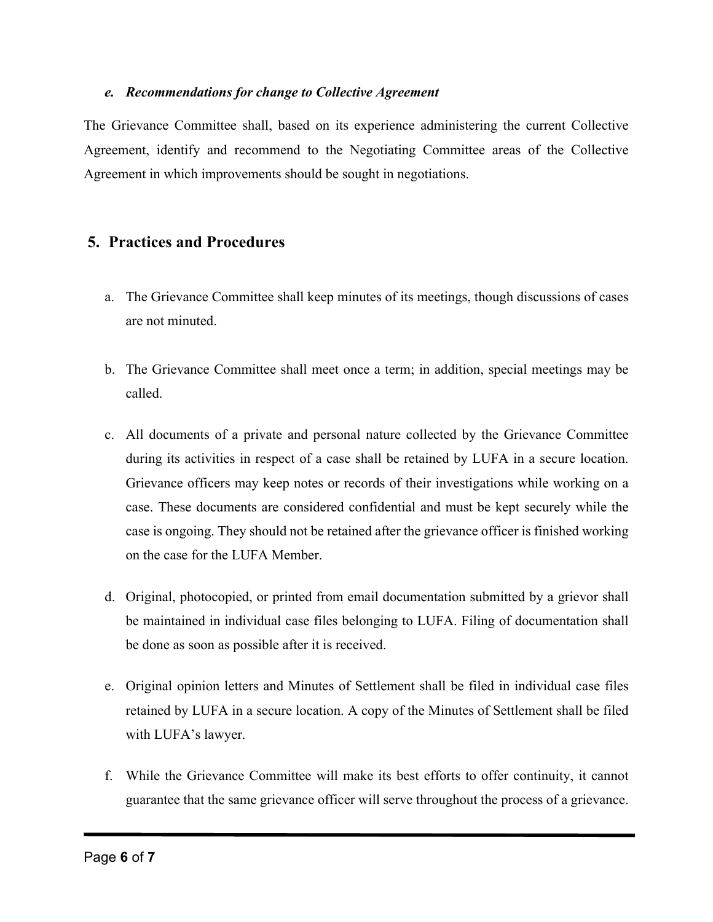### *e. Recommendations for change to Collective Agreement*

The Grievance Committee shall, based on its experience administering the current Collective Agreement, identify and recommend to the Negotiating Committee areas of the Collective Agreement in which improvements should be sought in negotiations.

## 5. Practices and Procedures

a. The Grievance Committee shall keep minutes of its meetings, though discussions of cases are not minuted.

b. The Grievance Committee shall meet once a term; in addition, special meetings may be called.

c. All documents of a private and personal nature collected by the Grievance Committee during its activities in respect of a case shall be retained by LUFA in a secure location. Grievance officers may keep notes or records of their investigations while working on a case. These documents are considered confidential and must be kept securely while the case is ongoing. They should not be retained after the grievance officer is finished working on the case for the LUFA Member.

d. Original, photocopied, or printed from email documentation submitted by a grievor shall be maintained in individual case files belonging to LUFA. Filing of documentation shall be done as soon as possible after it is received.

e. Original opinion letters and Minutes of Settlement shall be filed in individual case files retained by LUFA in a secure location. A copy of the Minutes of Settlement shall be filed with LUFA's lawyer.

f. While the Grievance Committee will make its best efforts to offer continuity, it cannot guarantee that the same grievance officer will serve throughout the process of a grievance.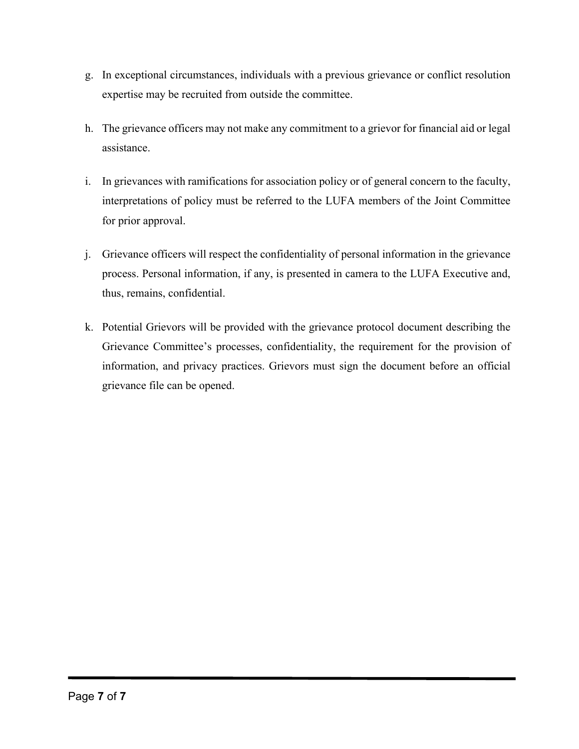g. In exceptional circumstances, individuals with a previous grievance or conflict resolution expertise may be recruited from outside the committee.

h. The grievance officers may not make any commitment to a grievor for financial aid or legal assistance.

i. In grievances with ramifications for association policy or of general concern to the faculty, interpretations of policy must be referred to the LUFA members of the Joint Committee for prior approval.

j. Grievance officers will respect the confidentiality of personal information in the grievance process. Personal information, if any, is presented in camera to the LUFA Executive and, thus, remains, confidential.

k. Potential Grievors will be provided with the grievance protocol document describing the Grievance Committee's processes, confidentiality, the requirement for the provision of information, and privacy practices. Grievors must sign the document before an official grievance file can be opened.